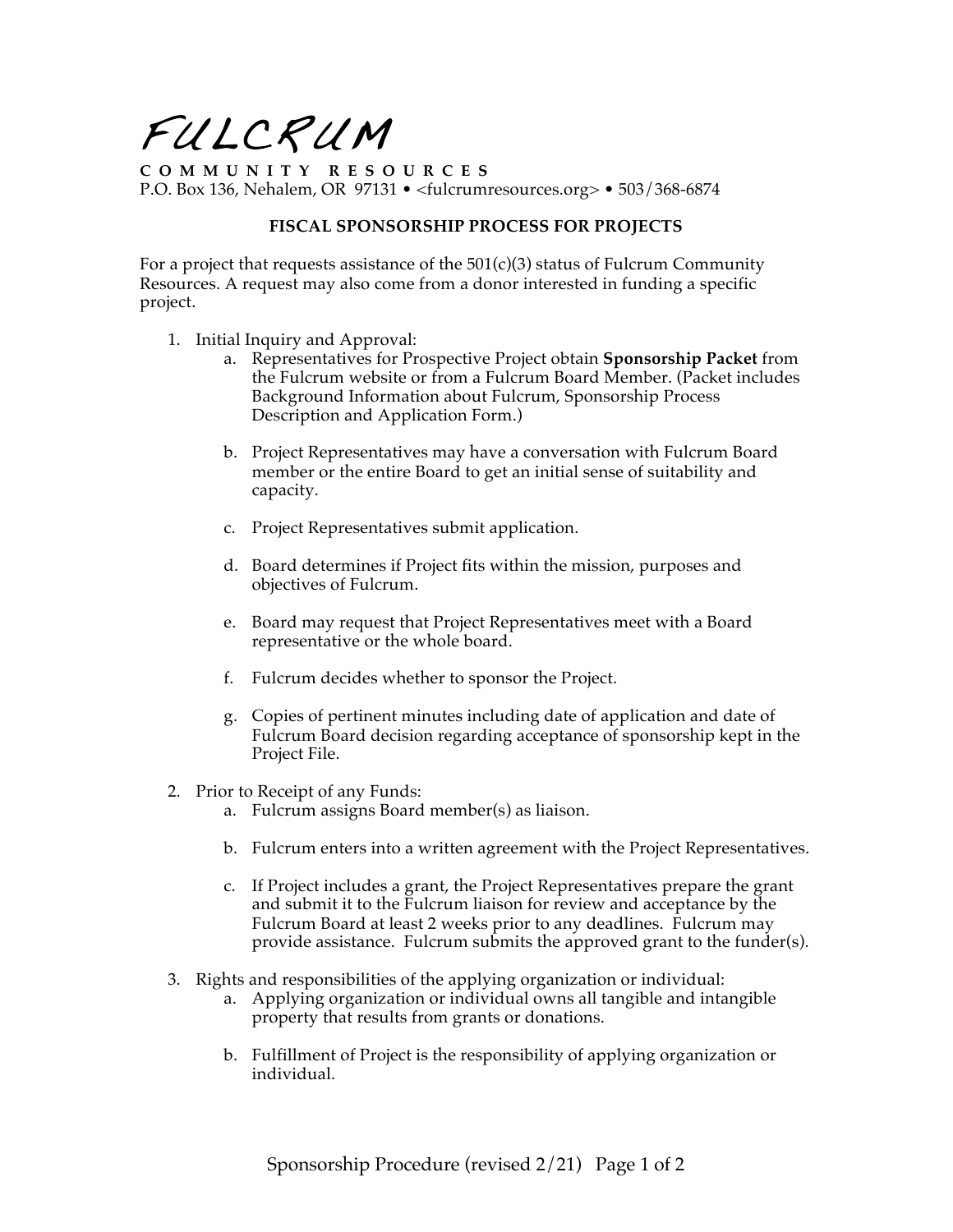# FULCRUM

**C O M M U N I T Y   R E S O U R C E S**

P.O. Box 136, Nehalem, OR 97131 • <fulcrumresources.org> • 503/368-6874

## FISCAL SPONSORSHIP PROCESS FOR PROJECTS

For a project that requests assistance of the 501(c)(3) status of Fulcrum Community Resources. A request may also come from a donor interested in funding a specific project.

1. Initial Inquiry and Approval:
   a. Representatives for Prospective Project obtain **Sponsorship Packet** from the Fulcrum website or from a Fulcrum Board Member. (Packet includes Background Information about Fulcrum, Sponsorship Process Description and Application Form.)

   b. Project Representatives may have a conversation with Fulcrum Board member or the entire Board to get an initial sense of suitability and capacity.

   c. Project Representatives submit application.

   d. Board determines if Project fits within the mission, purposes and objectives of Fulcrum.

   e. Board may request that Project Representatives meet with a Board representative or the whole board.

   f. Fulcrum decides whether to sponsor the Project.

   g. Copies of pertinent minutes including date of application and date of Fulcrum Board decision regarding acceptance of sponsorship kept in the Project File.

2. Prior to Receipt of any Funds:
   a. Fulcrum assigns Board member(s) as liaison.

   b. Fulcrum enters into a written agreement with the Project Representatives.

   c. If Project includes a grant, the Project Representatives prepare the grant and submit it to the Fulcrum liaison for review and acceptance by the Fulcrum Board at least 2 weeks prior to any deadlines. Fulcrum may provide assistance. Fulcrum submits the approved grant to the funder(s).

3. Rights and responsibilities of the applying organization or individual:
   a. Applying organization or individual owns all tangible and intangible property that results from grants or donations.

   b. Fulfillment of Project is the responsibility of applying organization or individual.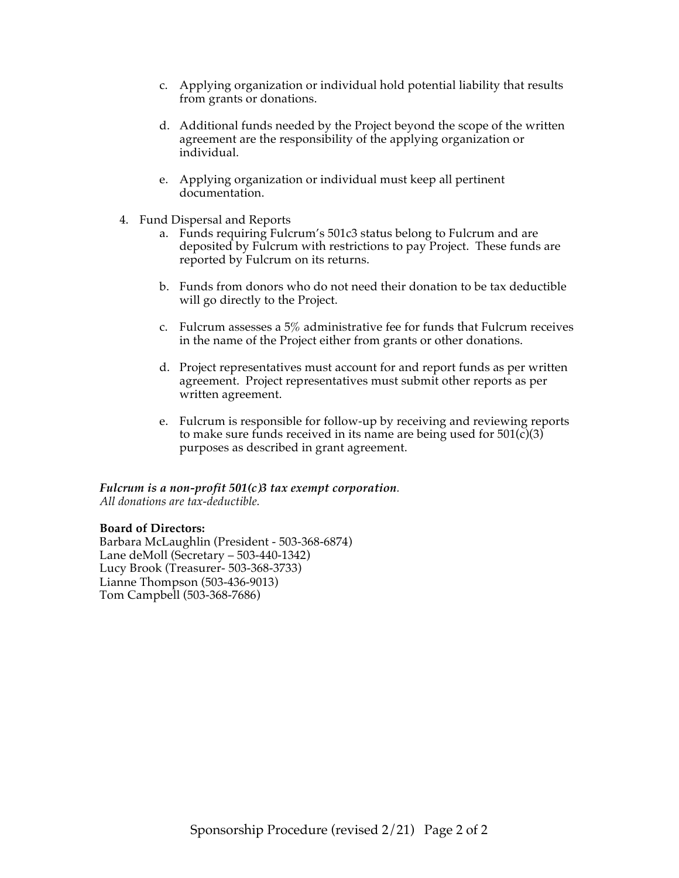c. Applying organization or individual hold potential liability that results from grants or donations.

d. Additional funds needed by the Project beyond the scope of the written agreement are the responsibility of the applying organization or individual.

e. Applying organization or individual must keep all pertinent documentation.

4. Fund Dispersal and Reports
   a. Funds requiring Fulcrum's 501c3 status belong to Fulcrum and are deposited by Fulcrum with restrictions to pay Project. These funds are reported by Fulcrum on its returns.

   b. Funds from donors who do not need their donation to be tax deductible will go directly to the Project.

   c. Fulcrum assesses a 5% administrative fee for funds that Fulcrum receives in the name of the Project either from grants or other donations.

   d. Project representatives must account for and report funds as per written agreement. Project representatives must submit other reports as per written agreement.

   e. Fulcrum is responsible for follow-up by receiving and reviewing reports to make sure funds received in its name are being used for 501(c)(3) purposes as described in grant agreement.

***Fulcrum is a non-profit 501(c)3 tax exempt corporation.***
*All donations are tax-deductible.*

**Board of Directors:**
Barbara McLaughlin (President - 503-368-6874)
Lane deMoll (Secretary – 503-440-1342)
Lucy Brook (Treasurer- 503-368-3733)
Lianne Thompson (503-436-9013)
Tom Campbell (503-368-7686)

Sponsorship Procedure (revised 2/21)